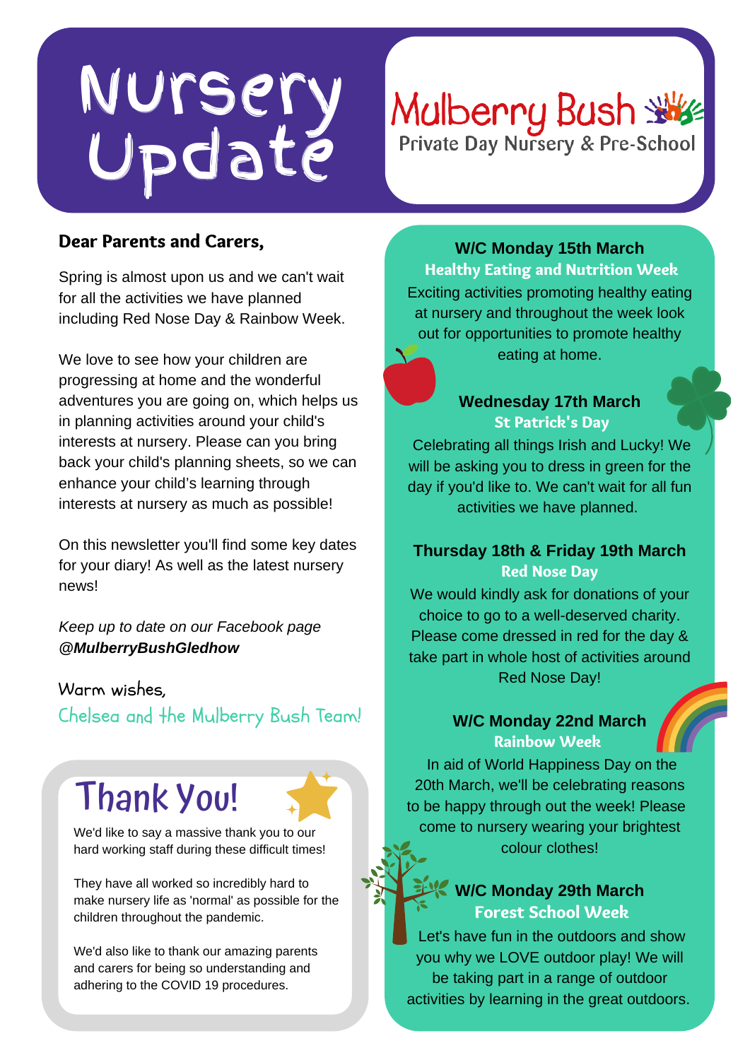# Nursery Update

## Mulberry Bush

Private Day Nursery & Pre-School

**Dear Parents and Carers,**

Spring is almost upon us and we can't wait for all the activities we have planned including Red Nose Day & Rainbow Week.

We love to see how your children are progressing at home and the wonderful adventures you are going on, which helps us in planning activities around your child's interests at nursery. Please can you bring back your child's planning sheets, so we can enhance your child's learning through interests at nursery as much as possible!

On this newsletter you'll find some key dates for your diary! As well as the latest nursery news!

*Keep up to date on our Facebook page* ***@MulberryBushGledhow***

Warm wishes,
Chelsea and the Mulberry Bush Team!

## Thank You!

We'd like to say a massive thank you to our hard working staff during these difficult times!

They have all worked so incredibly hard to make nursery life as 'normal' as possible for the children throughout the pandemic.

We'd also like to thank our amazing parents and carers for being so understanding and adhering to the COVID 19 procedures.

### W/C Monday 15th March
**Healthy Eating and Nutrition Week**

Exciting activities promoting healthy eating at nursery and throughout the week look out for opportunities to promote healthy eating at home.

### Wednesday 17th March
**St Patrick's Day**

Celebrating all things Irish and Lucky! We will be asking you to dress in green for the day if you'd like to. We can't wait for all fun activities we have planned.

### Thursday 18th & Friday 19th March
**Red Nose Day**

We would kindly ask for donations of your choice to go to a well-deserved charity. Please come dressed in red for the day & take part in whole host of activities around Red Nose Day!

### W/C Monday 22nd March
**Rainbow Week**

In aid of World Happiness Day on the 20th March, we'll be celebrating reasons to be happy through out the week! Please come to nursery wearing your brightest colour clothes!

### W/C Monday 29th March
**Forest School Week**

Let's have fun in the outdoors and show you why we LOVE outdoor play! We will be taking part in a range of outdoor activities by learning in the great outdoors.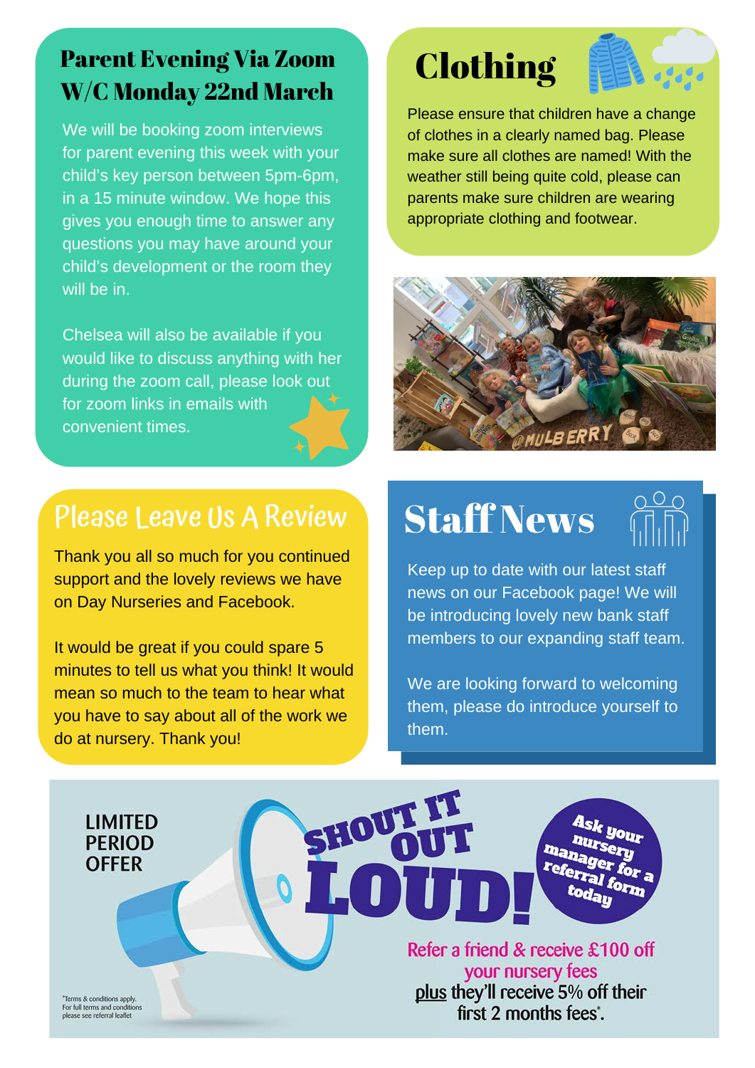## Parent Evening Via Zoom W/C Monday 22nd March

We will be booking zoom interviews for parent evening this week with your child's key person between 5pm-6pm, in a 15 minute window. We hope this gives you enough time to answer any questions you may have around your child's development or the room they will be in.

Chelsea will also be available if you would like to discuss anything with her during the zoom call, please look out for zoom links in emails with convenient times.

## Clothing

Please ensure that children have a change of clothes in a clearly named bag. Please make sure all clothes are named! With the weather still being quite cold, please can parents make sure children are wearing appropriate clothing and footwear.

## Please Leave Us A Review

Thank you all so much for you continued support and the lovely reviews we have on Day Nurseries and Facebook.

It would be great if you could spare 5 minutes to tell us what you think! It would mean so much to the team to hear what you have to say about all of the work we do at nursery. Thank you!

## Staff News

Keep up to date with our latest staff news on our Facebook page! We will be introducing lovely new bank staff members to our expanding staff team.

We are looking forward to welcoming them, please do introduce yourself to them.

LIMITED PERIOD OFFER

**SHOUT IT OUT LOUD!**

Ask your nursery manager for a referral form today

Refer a friend & receive £100 off your nursery fees plus they'll receive 5% off their first 2 months fees*.

*Terms & conditions apply. For full terms and conditions please see referral leaflet